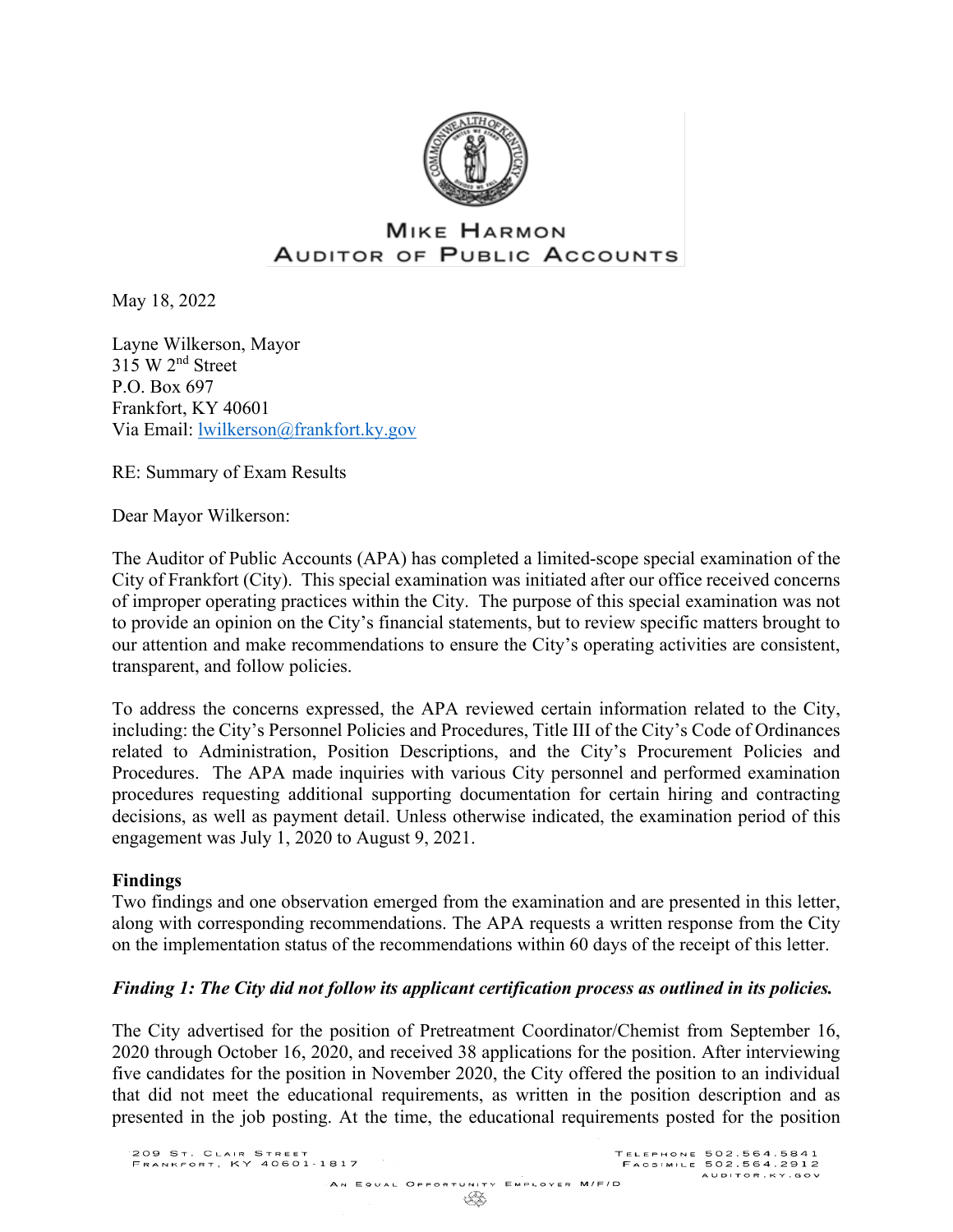# MIKE HARMON
## AUDITOR OF PUBLIC ACCOUNTS

May 18, 2022

Layne Wilkerson, Mayor
315 W 2nd Street
P.O. Box 697
Frankfort, KY 40601
Via Email: lwilkerson@frankfort.ky.gov

RE: Summary of Exam Results

Dear Mayor Wilkerson:

The Auditor of Public Accounts (APA) has completed a limited-scope special examination of the City of Frankfort (City). This special examination was initiated after our office received concerns of improper operating practices within the City. The purpose of this special examination was not to provide an opinion on the City's financial statements, but to review specific matters brought to our attention and make recommendations to ensure the City's operating activities are consistent, transparent, and follow policies.

To address the concerns expressed, the APA reviewed certain information related to the City, including: the City's Personnel Policies and Procedures, Title III of the City's Code of Ordinances related to Administration, Position Descriptions, and the City's Procurement Policies and Procedures. The APA made inquiries with various City personnel and performed examination procedures requesting additional supporting documentation for certain hiring and contracting decisions, as well as payment detail. Unless otherwise indicated, the examination period of this engagement was July 1, 2020 to August 9, 2021.

**Findings**

Two findings and one observation emerged from the examination and are presented in this letter, along with corresponding recommendations. The APA requests a written response from the City on the implementation status of the recommendations within 60 days of the receipt of this letter.

***Finding 1: The City did not follow its applicant certification process as outlined in its policies.***

The City advertised for the position of Pretreatment Coordinator/Chemist from September 16, 2020 through October 16, 2020, and received 38 applications for the position. After interviewing five candidates for the position in November 2020, the City offered the position to an individual that did not meet the educational requirements, as written in the position description and as presented in the job posting. At the time, the educational requirements posted for the position

209 St. Clair Street
Frankfort, KY 40601-1817

Telephone 502.564.5841
Facsimile 502.564.2912
auditor.ky.gov

An Equal Opportunity Employer M/F/D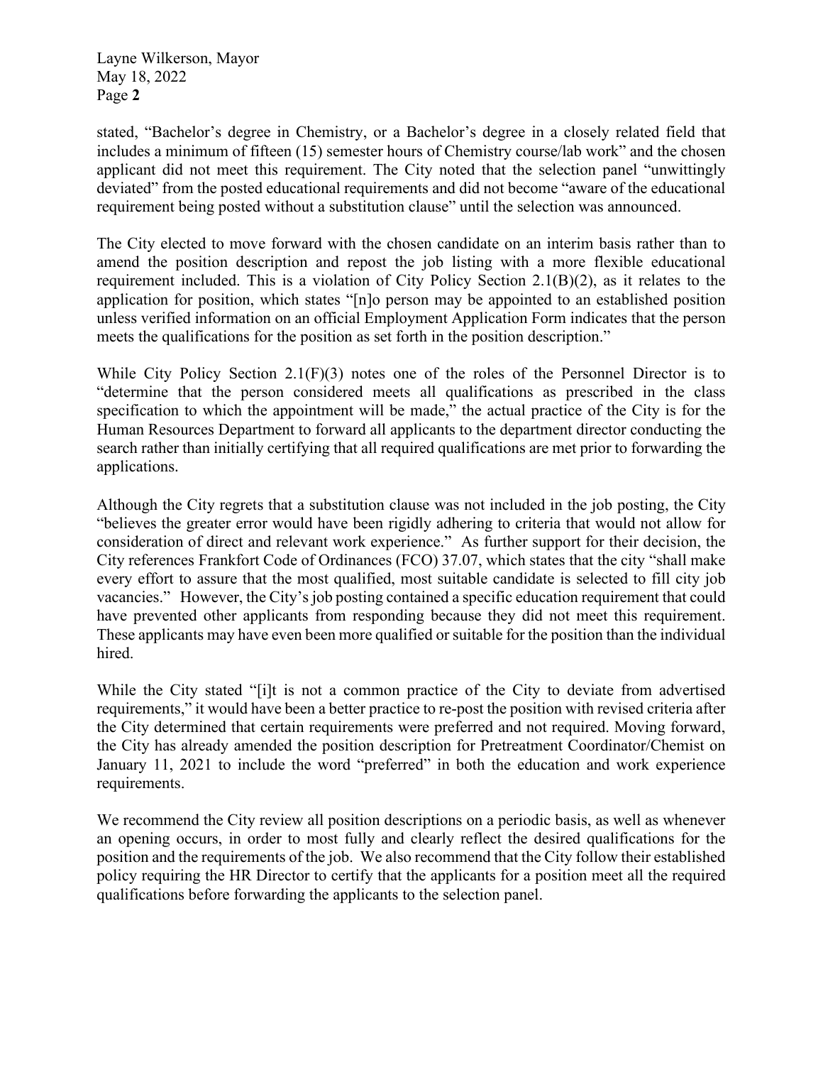stated, "Bachelor's degree in Chemistry, or a Bachelor's degree in a closely related field that includes a minimum of fifteen (15) semester hours of Chemistry course/lab work" and the chosen applicant did not meet this requirement. The City noted that the selection panel "unwittingly deviated" from the posted educational requirements and did not become "aware of the educational requirement being posted without a substitution clause" until the selection was announced.

The City elected to move forward with the chosen candidate on an interim basis rather than to amend the position description and repost the job listing with a more flexible educational requirement included. This is a violation of City Policy Section 2.1(B)(2), as it relates to the application for position, which states "[n]o person may be appointed to an established position unless verified information on an official Employment Application Form indicates that the person meets the qualifications for the position as set forth in the position description."

While City Policy Section 2.1(F)(3) notes one of the roles of the Personnel Director is to "determine that the person considered meets all qualifications as prescribed in the class specification to which the appointment will be made," the actual practice of the City is for the Human Resources Department to forward all applicants to the department director conducting the search rather than initially certifying that all required qualifications are met prior to forwarding the applications.

Although the City regrets that a substitution clause was not included in the job posting, the City "believes the greater error would have been rigidly adhering to criteria that would not allow for consideration of direct and relevant work experience." As further support for their decision, the City references Frankfort Code of Ordinances (FCO) 37.07, which states that the city "shall make every effort to assure that the most qualified, most suitable candidate is selected to fill city job vacancies." However, the City's job posting contained a specific education requirement that could have prevented other applicants from responding because they did not meet this requirement. These applicants may have even been more qualified or suitable for the position than the individual hired.

While the City stated "[i]t is not a common practice of the City to deviate from advertised requirements," it would have been a better practice to re-post the position with revised criteria after the City determined that certain requirements were preferred and not required. Moving forward, the City has already amended the position description for Pretreatment Coordinator/Chemist on January 11, 2021 to include the word "preferred" in both the education and work experience requirements.

We recommend the City review all position descriptions on a periodic basis, as well as whenever an opening occurs, in order to most fully and clearly reflect the desired qualifications for the position and the requirements of the job. We also recommend that the City follow their established policy requiring the HR Director to certify that the applicants for a position meet all the required qualifications before forwarding the applicants to the selection panel.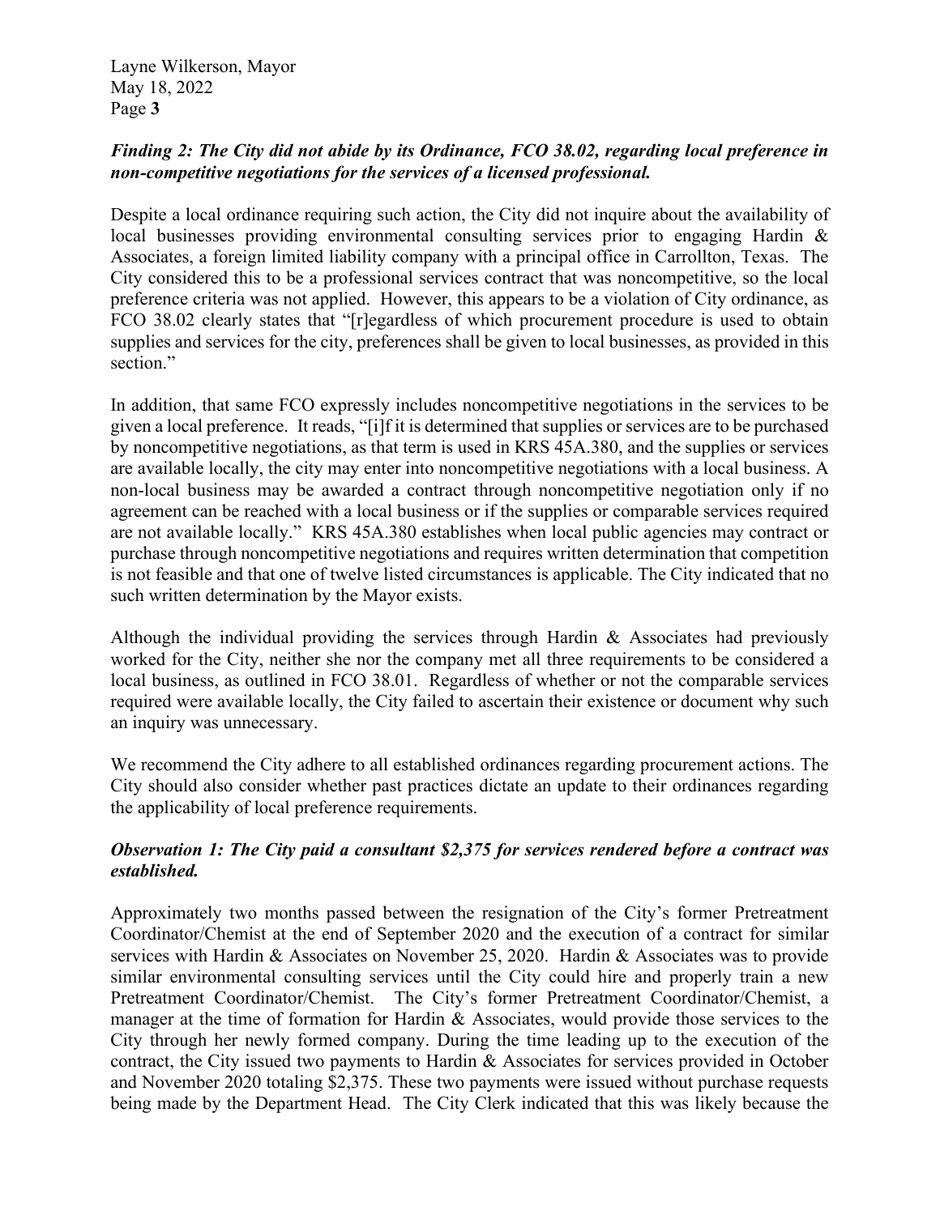***Finding 2: The City did not abide by its Ordinance, FCO 38.02, regarding local preference in non-competitive negotiations for the services of a licensed professional.***

Despite a local ordinance requiring such action, the City did not inquire about the availability of local businesses providing environmental consulting services prior to engaging Hardin & Associates, a foreign limited liability company with a principal office in Carrollton, Texas. The City considered this to be a professional services contract that was noncompetitive, so the local preference criteria was not applied. However, this appears to be a violation of City ordinance, as FCO 38.02 clearly states that "[r]egardless of which procurement procedure is used to obtain supplies and services for the city, preferences shall be given to local businesses, as provided in this section."

In addition, that same FCO expressly includes noncompetitive negotiations in the services to be given a local preference. It reads, "[i]f it is determined that supplies or services are to be purchased by noncompetitive negotiations, as that term is used in KRS 45A.380, and the supplies or services are available locally, the city may enter into noncompetitive negotiations with a local business. A non-local business may be awarded a contract through noncompetitive negotiation only if no agreement can be reached with a local business or if the supplies or comparable services required are not available locally." KRS 45A.380 establishes when local public agencies may contract or purchase through noncompetitive negotiations and requires written determination that competition is not feasible and that one of twelve listed circumstances is applicable. The City indicated that no such written determination by the Mayor exists.

Although the individual providing the services through Hardin & Associates had previously worked for the City, neither she nor the company met all three requirements to be considered a local business, as outlined in FCO 38.01. Regardless of whether or not the comparable services required were available locally, the City failed to ascertain their existence or document why such an inquiry was unnecessary.

We recommend the City adhere to all established ordinances regarding procurement actions. The City should also consider whether past practices dictate an update to their ordinances regarding the applicability of local preference requirements.

***Observation 1: The City paid a consultant $2,375 for services rendered before a contract was established.***

Approximately two months passed between the resignation of the City's former Pretreatment Coordinator/Chemist at the end of September 2020 and the execution of a contract for similar services with Hardin & Associates on November 25, 2020. Hardin & Associates was to provide similar environmental consulting services until the City could hire and properly train a new Pretreatment Coordinator/Chemist. The City's former Pretreatment Coordinator/Chemist, a manager at the time of formation for Hardin & Associates, would provide those services to the City through her newly formed company. During the time leading up to the execution of the contract, the City issued two payments to Hardin & Associates for services provided in October and November 2020 totaling $2,375. These two payments were issued without purchase requests being made by the Department Head. The City Clerk indicated that this was likely because the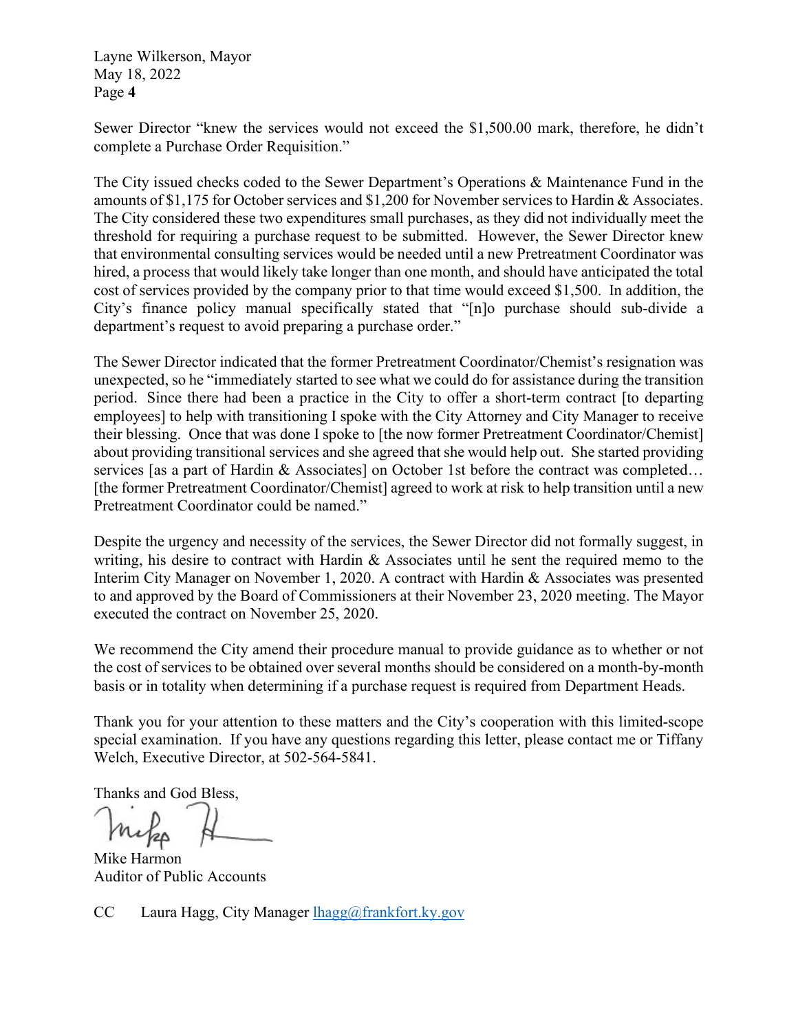Sewer Director "knew the services would not exceed the $1,500.00 mark, therefore, he didn't complete a Purchase Order Requisition."

The City issued checks coded to the Sewer Department's Operations & Maintenance Fund in the amounts of $1,175 for October services and $1,200 for November services to Hardin & Associates. The City considered these two expenditures small purchases, as they did not individually meet the threshold for requiring a purchase request to be submitted. However, the Sewer Director knew that environmental consulting services would be needed until a new Pretreatment Coordinator was hired, a process that would likely take longer than one month, and should have anticipated the total cost of services provided by the company prior to that time would exceed $1,500. In addition, the City's finance policy manual specifically stated that "[n]o purchase should sub-divide a department's request to avoid preparing a purchase order."

The Sewer Director indicated that the former Pretreatment Coordinator/Chemist's resignation was unexpected, so he "immediately started to see what we could do for assistance during the transition period. Since there had been a practice in the City to offer a short-term contract [to departing employees] to help with transitioning I spoke with the City Attorney and City Manager to receive their blessing. Once that was done I spoke to [the now former Pretreatment Coordinator/Chemist] about providing transitional services and she agreed that she would help out. She started providing services [as a part of Hardin & Associates] on October 1st before the contract was completed… [the former Pretreatment Coordinator/Chemist] agreed to work at risk to help transition until a new Pretreatment Coordinator could be named."

Despite the urgency and necessity of the services, the Sewer Director did not formally suggest, in writing, his desire to contract with Hardin & Associates until he sent the required memo to the Interim City Manager on November 1, 2020. A contract with Hardin & Associates was presented to and approved by the Board of Commissioners at their November 23, 2020 meeting. The Mayor executed the contract on November 25, 2020.

We recommend the City amend their procedure manual to provide guidance as to whether or not the cost of services to be obtained over several months should be considered on a month-by-month basis or in totality when determining if a purchase request is required from Department Heads.

Thank you for your attention to these matters and the City's cooperation with this limited-scope special examination. If you have any questions regarding this letter, please contact me or Tiffany Welch, Executive Director, at 502-564-5841.

Thanks and God Bless,

Mike Harmon
Auditor of Public Accounts

CC Laura Hagg, City Manager lhagg@frankfort.ky.gov